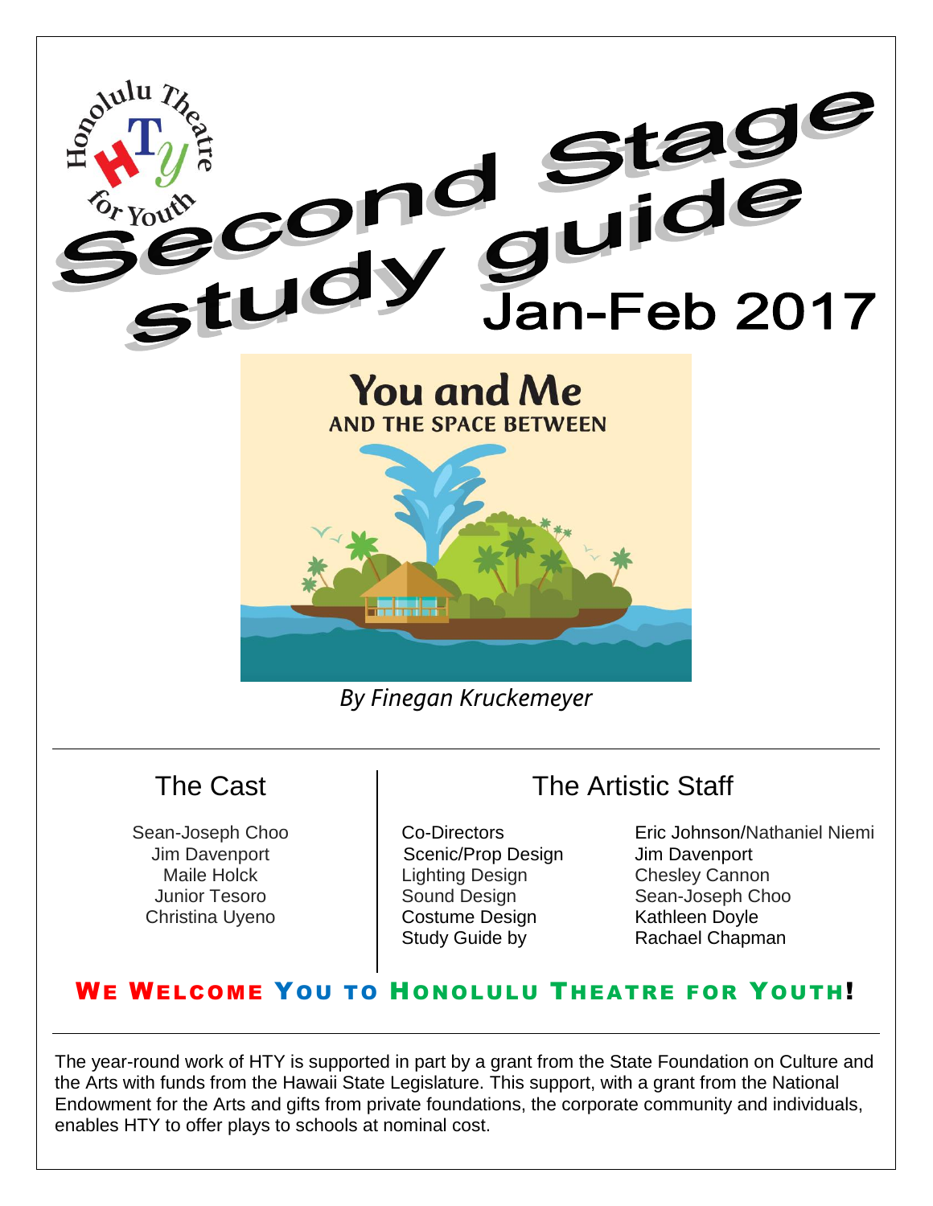Honolulu Theatre for Youth

# Second Stage study guide

## Jan-Feb 2017

# You and Me AND THE SPACE BETWEEN

*By Finegan Kruckemeyer*

## The Cast

Sean-Joseph Choo
Jim Davenport
Maile Holck
Junior Tesoro
Christina Uyeno

## The Artistic Staff

| | |
|---|---|
| Co-Directors | Eric Johnson/Nathaniel Niemi |
| Scenic/Prop Design | Jim Davenport |
| Lighting Design | Chesley Cannon |
| Sound Design | Sean-Joseph Choo |
| Costume Design | Kathleen Doyle |
| Study Guide by | Rachael Chapman |

**WE WELCOME YOU TO HONOLULU THEATRE FOR YOUTH!**

The year-round work of HTY is supported in part by a grant from the State Foundation on Culture and the Arts with funds from the Hawaii State Legislature. This support, with a grant from the National Endowment for the Arts and gifts from private foundations, the corporate community and individuals, enables HTY to offer plays to schools at nominal cost.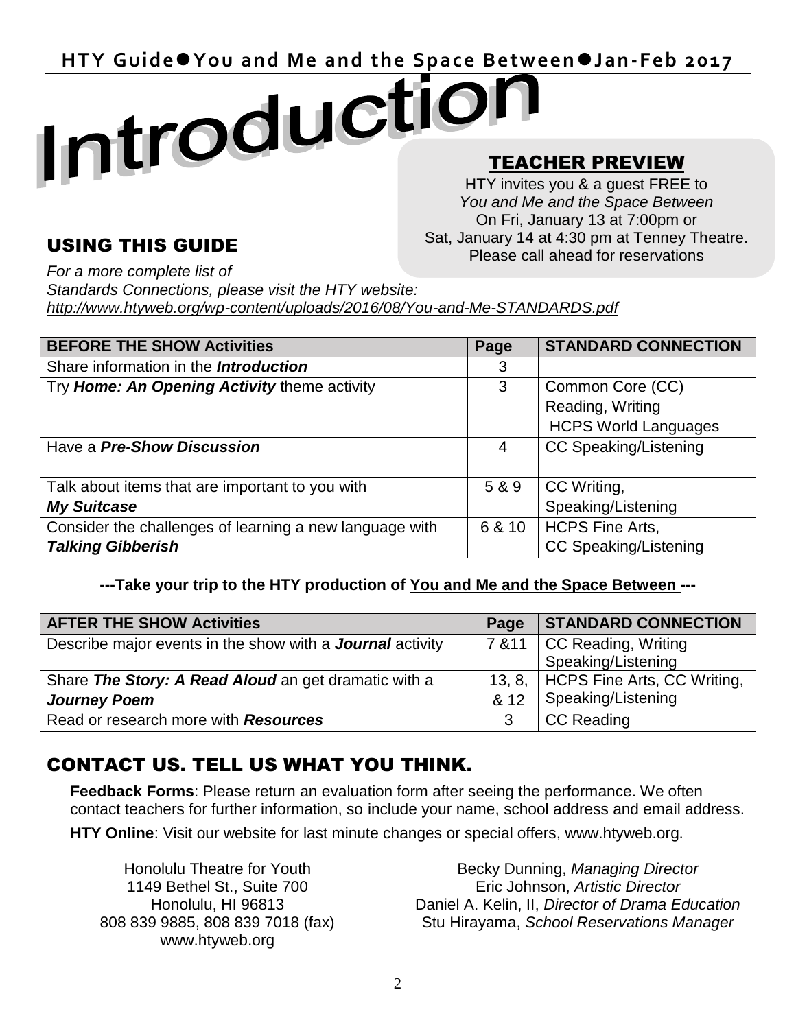# Introduction

## TEACHER PREVIEW

HTY invites you & a guest FREE to *You and Me and the Space Between* On Fri, January 13 at 7:00pm or Sat, January 14 at 4:30 pm at Tenney Theatre. Please call ahead for reservations

## USING THIS GUIDE

*For a more complete list of Standards Connections, please visit the HTY website: http://www.htyweb.org/wp-content/uploads/2016/08/You-and-Me-STANDARDS.pdf*

| BEFORE THE SHOW Activities | Page | STANDARD CONNECTION |
|---|---|---|
| Share information in the ***Introduction*** | 3 | |
| Try ***Home: An Opening Activity*** theme activity | 3 | Common Core (CC) Reading, Writing HCPS World Languages |
| Have a ***Pre-Show Discussion*** | 4 | CC Speaking/Listening |
| Talk about items that are important to you with ***My Suitcase*** | 5 & 9 | CC Writing, Speaking/Listening |
| Consider the challenges of learning a new language with ***Talking Gibberish*** | 6 & 10 | HCPS Fine Arts, CC Speaking/Listening |

**---Take your trip to the HTY production of <u>You and Me and the Space Between</u> ---**

| AFTER THE SHOW Activities | Page | STANDARD CONNECTION |
|---|---|---|
| Describe major events in the show with a ***Journal*** activity | 7 &11 | CC Reading, Writing Speaking/Listening |
| Share ***The Story: A Read Aloud*** an get dramatic with a ***Journey Poem*** | 13, 8, & 12 | HCPS Fine Arts, CC Writing, Speaking/Listening |
| Read or research more with ***Resources*** | 3 | CC Reading |

## CONTACT US. TELL US WHAT YOU THINK.

**Feedback Forms**: Please return an evaluation form after seeing the performance. We often contact teachers for further information, so include your name, school address and email address.

**HTY Online**: Visit our website for last minute changes or special offers, www.htyweb.org.

Honolulu Theatre for Youth
1149 Bethel St., Suite 700
Honolulu, HI 96813
808 839 9885, 808 839 7018 (fax)
www.htyweb.org

Becky Dunning, *Managing Director*
Eric Johnson, *Artistic Director*
Daniel A. Kelin, II, *Director of Drama Education*
Stu Hirayama, *School Reservations Manager*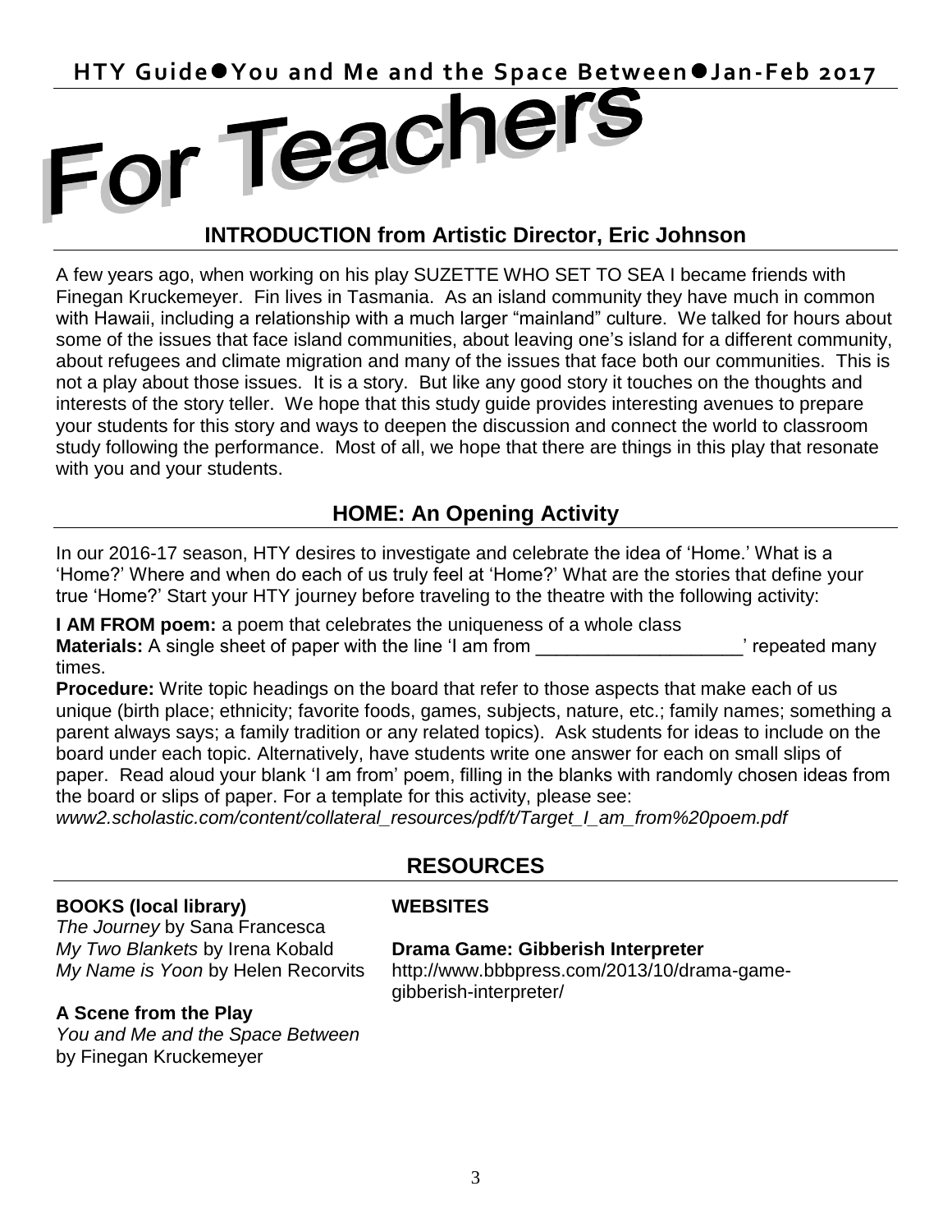# For Teachers

## INTRODUCTION from Artistic Director, Eric Johnson

A few years ago, when working on his play SUZETTE WHO SET TO SEA I became friends with Finegan Kruckemeyer. Fin lives in Tasmania. As an island community they have much in common with Hawaii, including a relationship with a much larger "mainland" culture. We talked for hours about some of the issues that face island communities, about leaving one's island for a different community, about refugees and climate migration and many of the issues that face both our communities. This is not a play about those issues. It is a story. But like any good story it touches on the thoughts and interests of the story teller. We hope that this study guide provides interesting avenues to prepare your students for this story and ways to deepen the discussion and connect the world to classroom study following the performance. Most of all, we hope that there are things in this play that resonate with you and your students.

## HOME: An Opening Activity

In our 2016-17 season, HTY desires to investigate and celebrate the idea of 'Home.' What is a 'Home?' Where and when do each of us truly feel at 'Home?' What are the stories that define your true 'Home?' Start your HTY journey before traveling to the theatre with the following activity:

**I AM FROM poem:** a poem that celebrates the uniqueness of a whole class
**Materials:** A single sheet of paper with the line 'I am from ____________________' repeated many times.
**Procedure:** Write topic headings on the board that refer to those aspects that make each of us unique (birth place; ethnicity; favorite foods, games, subjects, nature, etc.; family names; something a parent always says; a family tradition or any related topics). Ask students for ideas to include on the board under each topic. Alternatively, have students write one answer for each on small slips of paper. Read aloud your blank 'I am from' poem, filling in the blanks with randomly chosen ideas from the board or slips of paper. For a template for this activity, please see:
*www2.scholastic.com/content/collateral_resources/pdf/t/Target_I_am_from%20poem.pdf*

## RESOURCES

**BOOKS (local library)**
*The Journey* by Sana Francesca
*My Two Blankets* by Irena Kobald
*My Name is Yoon* by Helen Recorvits

**A Scene from the Play**
*You and Me and the Space Between* by Finegan Kruckemeyer

**WEBSITES**

**Drama Game: Gibberish Interpreter**
http://www.bbbpress.com/2013/10/drama-game-gibberish-interpreter/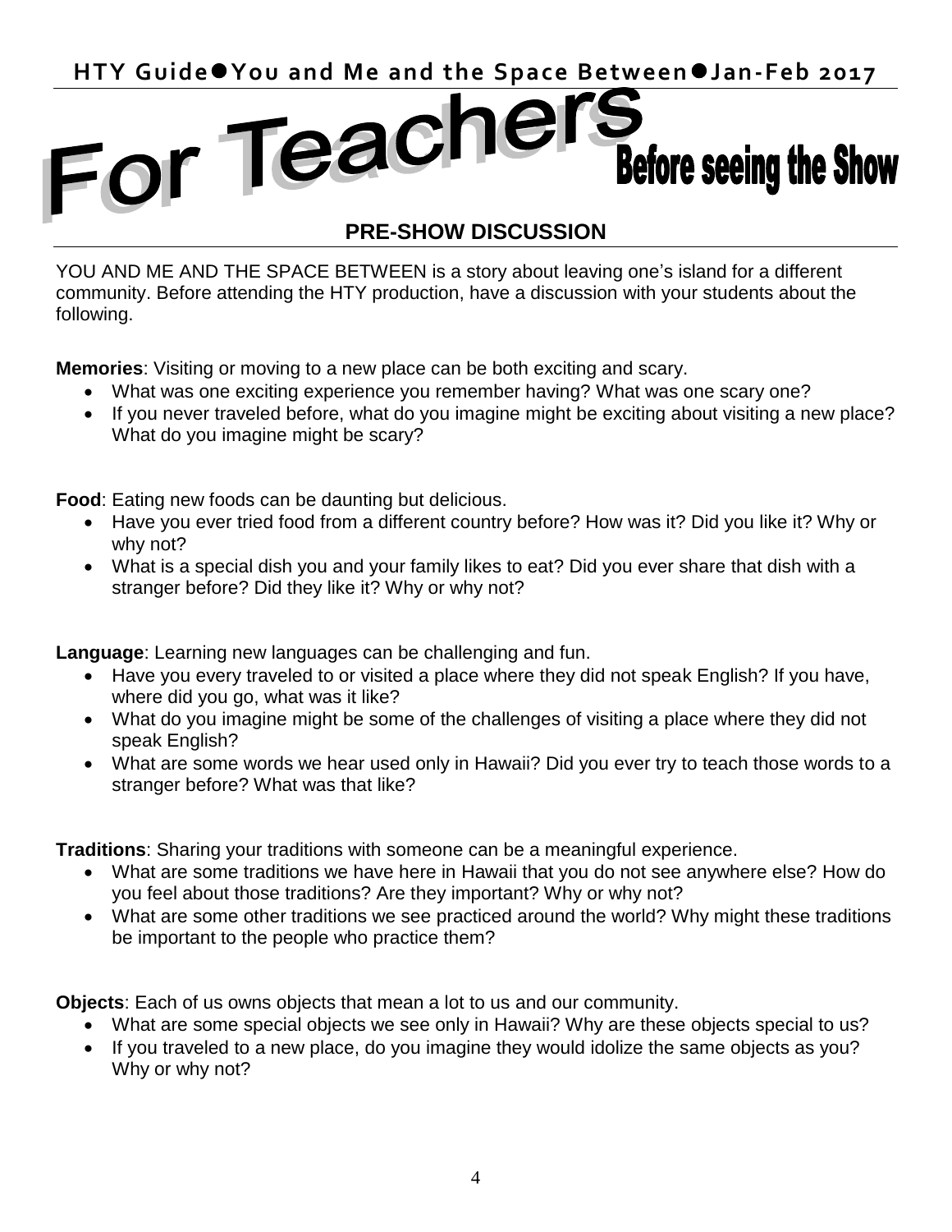# For Teachers

## Before seeing the Show

### PRE-SHOW DISCUSSION

YOU AND ME AND THE SPACE BETWEEN is a story about leaving one's island for a different community. Before attending the HTY production, have a discussion with your students about the following.

**Memories**: Visiting or moving to a new place can be both exciting and scary.

- What was one exciting experience you remember having? What was one scary one?
- If you never traveled before, what do you imagine might be exciting about visiting a new place? What do you imagine might be scary?

**Food**: Eating new foods can be daunting but delicious.

- Have you ever tried food from a different country before? How was it? Did you like it? Why or why not?
- What is a special dish you and your family likes to eat? Did you ever share that dish with a stranger before? Did they like it? Why or why not?

**Language**: Learning new languages can be challenging and fun.

- Have you every traveled to or visited a place where they did not speak English? If you have, where did you go, what was it like?
- What do you imagine might be some of the challenges of visiting a place where they did not speak English?
- What are some words we hear used only in Hawaii? Did you ever try to teach those words to a stranger before? What was that like?

**Traditions**: Sharing your traditions with someone can be a meaningful experience.

- What are some traditions we have here in Hawaii that you do not see anywhere else? How do you feel about those traditions? Are they important? Why or why not?
- What are some other traditions we see practiced around the world? Why might these traditions be important to the people who practice them?

**Objects**: Each of us owns objects that mean a lot to us and our community.

- What are some special objects we see only in Hawaii? Why are these objects special to us?
- If you traveled to a new place, do you imagine they would idolize the same objects as you? Why or why not?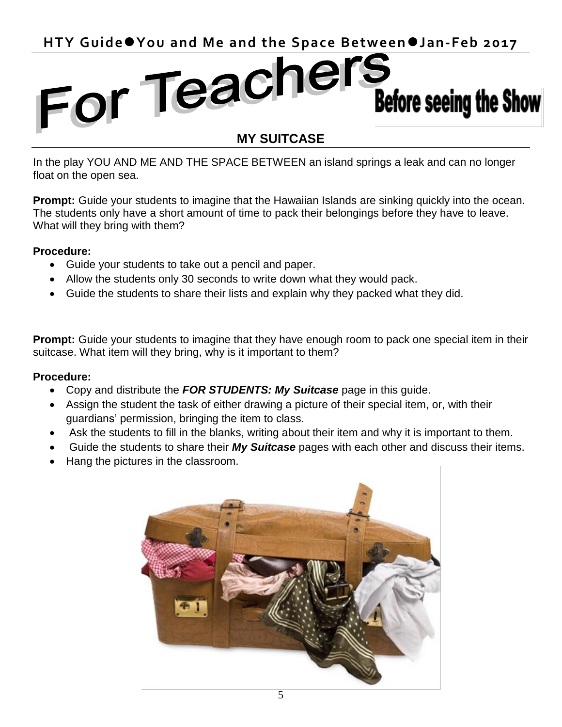# For Teachers

## Before seeing the Show

### MY SUITCASE

In the play YOU AND ME AND THE SPACE BETWEEN an island springs a leak and can no longer float on the open sea.

**Prompt:** Guide your students to imagine that the Hawaiian Islands are sinking quickly into the ocean. The students only have a short amount of time to pack their belongings before they have to leave. What will they bring with them?

**Procedure:**

- Guide your students to take out a pencil and paper.
- Allow the students only 30 seconds to write down what they would pack.
- Guide the students to share their lists and explain why they packed what they did.

**Prompt:** Guide your students to imagine that they have enough room to pack one special item in their suitcase. What item will they bring, why is it important to them?

**Procedure:**

- Copy and distribute the ***FOR STUDENTS: My Suitcase*** page in this guide.
- Assign the student the task of either drawing a picture of their special item, or, with their guardians' permission, bringing the item to class.
- Ask the students to fill in the blanks, writing about their item and why it is important to them.
- Guide the students to share their ***My Suitcase*** pages with each other and discuss their items.
- Hang the pictures in the classroom.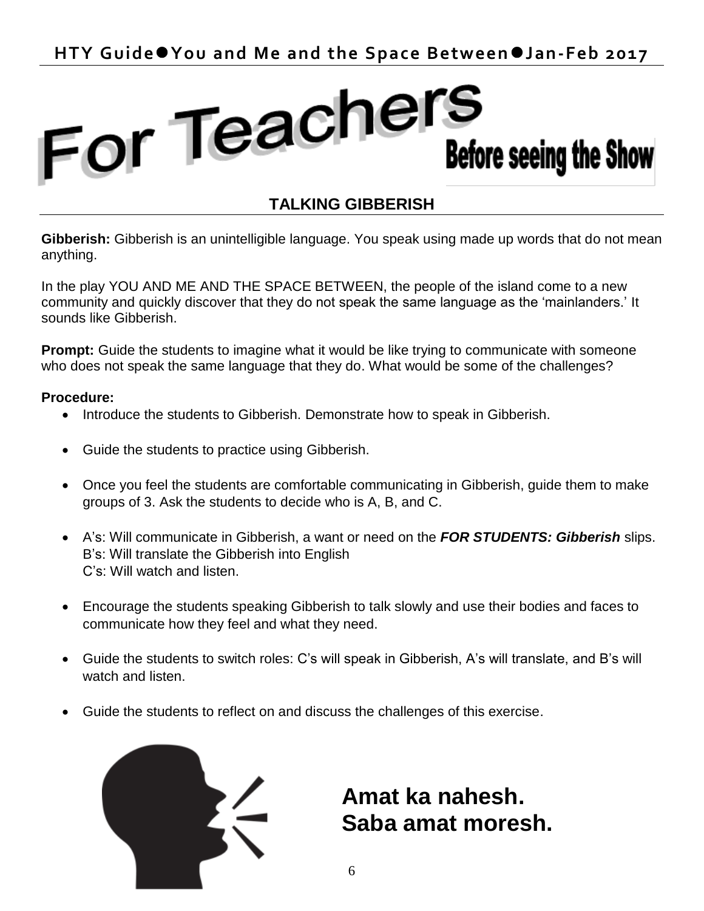# For Teachers

## Before seeing the Show

### TALKING GIBBERISH

**Gibberish:** Gibberish is an unintelligible language. You speak using made up words that do not mean anything.

In the play YOU AND ME AND THE SPACE BETWEEN, the people of the island come to a new community and quickly discover that they do not speak the same language as the 'mainlanders.' It sounds like Gibberish.

**Prompt:** Guide the students to imagine what it would be like trying to communicate with someone who does not speak the same language that they do. What would be some of the challenges?

**Procedure:**

- Introduce the students to Gibberish. Demonstrate how to speak in Gibberish.
- Guide the students to practice using Gibberish.
- Once you feel the students are comfortable communicating in Gibberish, guide them to make groups of 3. Ask the students to decide who is A, B, and C.
- A's: Will communicate in Gibberish, a want or need on the ***FOR STUDENTS: Gibberish*** slips.
  B's: Will translate the Gibberish into English
  C's: Will watch and listen.
- Encourage the students speaking Gibberish to talk slowly and use their bodies and faces to communicate how they feel and what they need.
- Guide the students to switch roles: C's will speak in Gibberish, A's will translate, and B's will watch and listen.
- Guide the students to reflect on and discuss the challenges of this exercise.

**Amat ka nahesh.**
**Saba amat moresh.**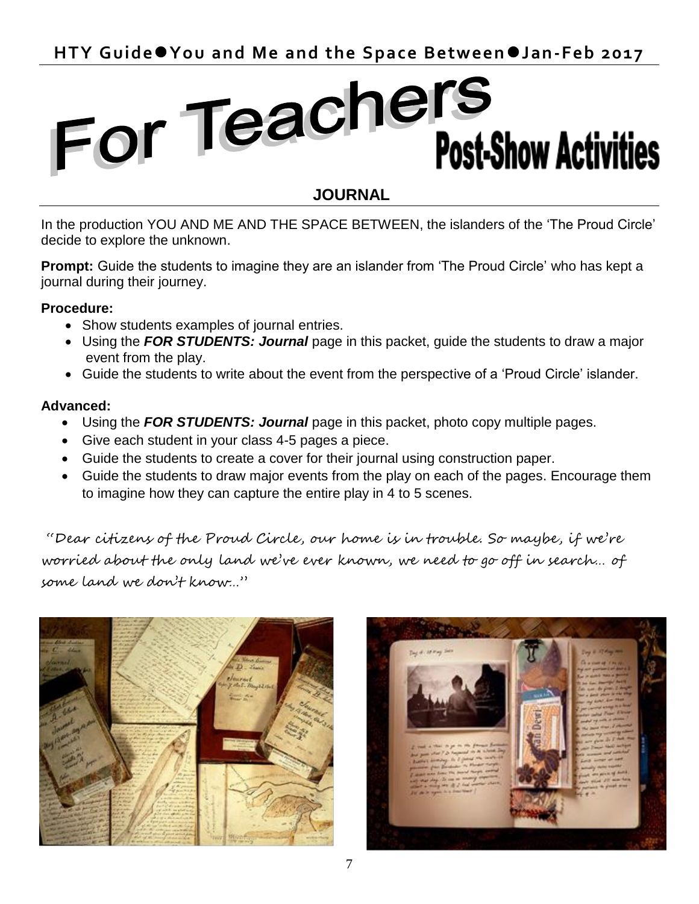# For Teachers

## Post-Show Activities

### JOURNAL

In the production YOU AND ME AND THE SPACE BETWEEN, the islanders of the 'The Proud Circle' decide to explore the unknown.

**Prompt:** Guide the students to imagine they are an islander from 'The Proud Circle' who has kept a journal during their journey.

**Procedure:**

- Show students examples of journal entries.
- Using the ***FOR STUDENTS: Journal*** page in this packet, guide the students to draw a major event from the play.
- Guide the students to write about the event from the perspective of a 'Proud Circle' islander.

**Advanced:**

- Using the ***FOR STUDENTS: Journal*** page in this packet, photo copy multiple pages.
- Give each student in your class 4-5 pages a piece.
- Guide the students to create a cover for their journal using construction paper.
- Guide the students to draw major events from the play on each of the pages. Encourage them to imagine how they can capture the entire play in 4 to 5 scenes.

"Dear citizens of the Proud Circle, our home is in trouble. So maybe, if we're worried about the only land we've ever known, we need to go off in search… of some land we don't know…"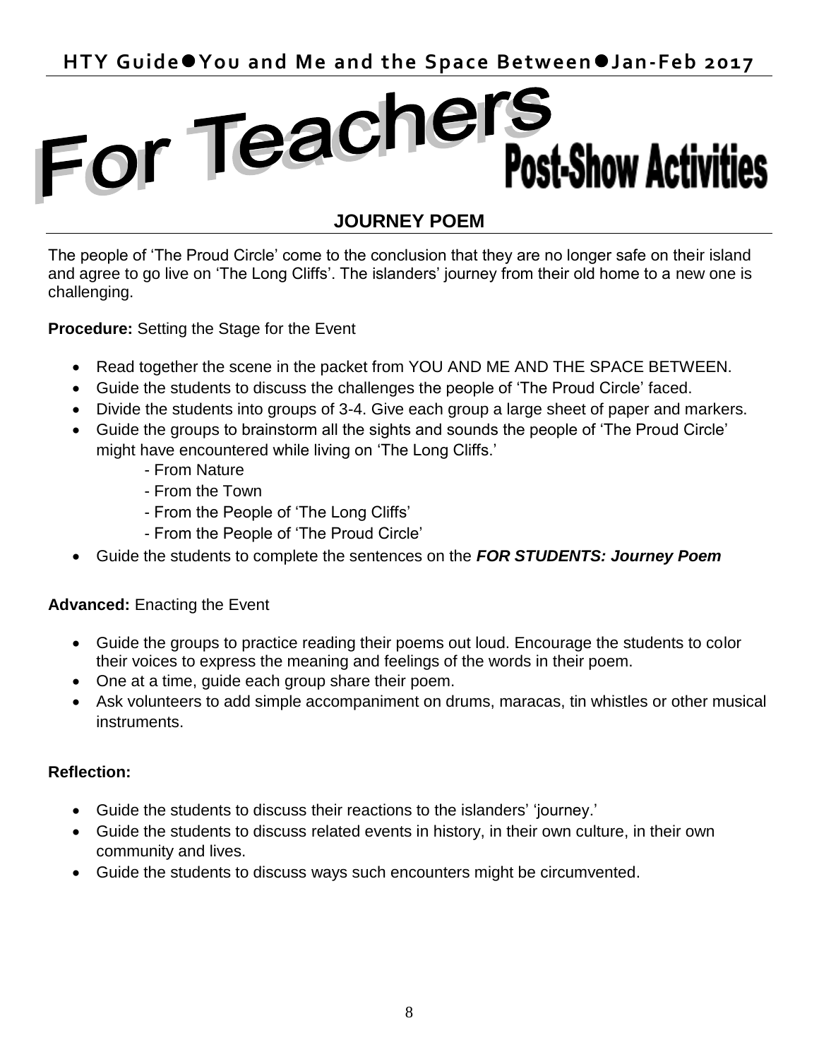// For Teachers Post-Show Activities

# For Teachers

## Post-Show Activities

### JOURNEY POEM

The people of 'The Proud Circle' come to the conclusion that they are no longer safe on their island and agree to go live on 'The Long Cliffs'. The islanders' journey from their old home to a new one is challenging.

**Procedure:** Setting the Stage for the Event

- Read together the scene in the packet from YOU AND ME AND THE SPACE BETWEEN.
- Guide the students to discuss the challenges the people of 'The Proud Circle' faced.
- Divide the students into groups of 3-4. Give each group a large sheet of paper and markers.
- Guide the groups to brainstorm all the sights and sounds the people of 'The Proud Circle' might have encountered while living on 'The Long Cliffs.'
  - From Nature
  - From the Town
  - From the People of 'The Long Cliffs'
  - From the People of 'The Proud Circle'
- Guide the students to complete the sentences on the ***FOR STUDENTS: Journey Poem***

**Advanced:** Enacting the Event

- Guide the groups to practice reading their poems out loud. Encourage the students to color their voices to express the meaning and feelings of the words in their poem.
- One at a time, guide each group share their poem.
- Ask volunteers to add simple accompaniment on drums, maracas, tin whistles or other musical instruments.

**Reflection:**

- Guide the students to discuss their reactions to the islanders' 'journey.'
- Guide the students to discuss related events in history, in their own culture, in their own community and lives.
- Guide the students to discuss ways such encounters might be circumvented.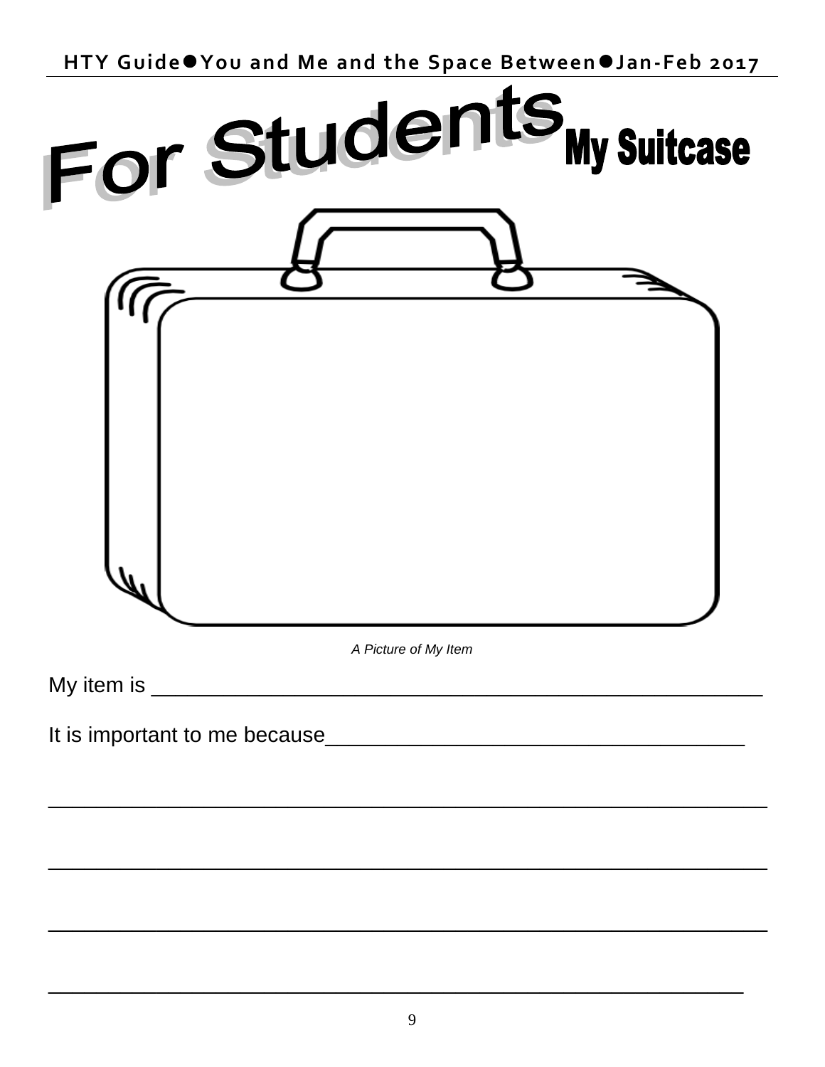# For Students

## My Suitcase

*A Picture of My Item*

My item is ______________________________________________

It is important to me because________________________________

____________________________________________________________

____________________________________________________________

____________________________________________________________

__________________________________________________________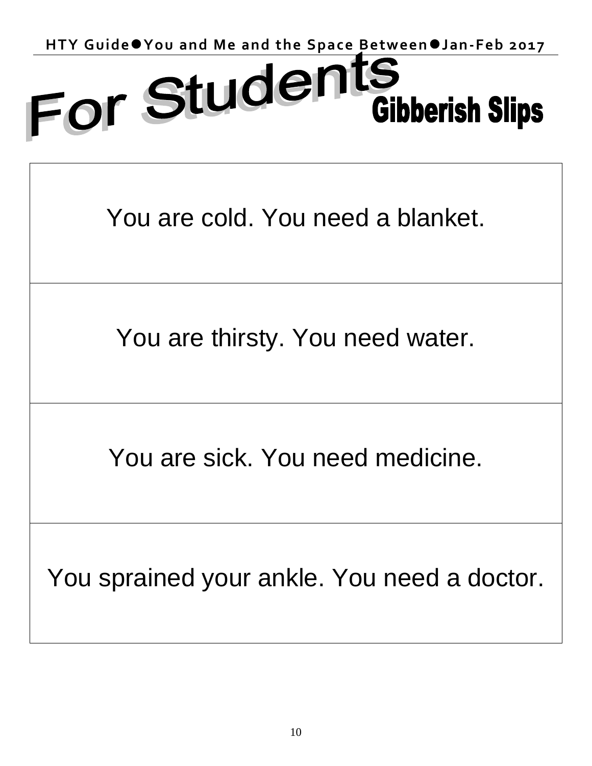# For Students

## Gibberish Slips

| You are cold. You need a blanket. |
| --- |
| You are thirsty. You need water. |
| You are sick. You need medicine. |
| You sprained your ankle. You need a doctor. |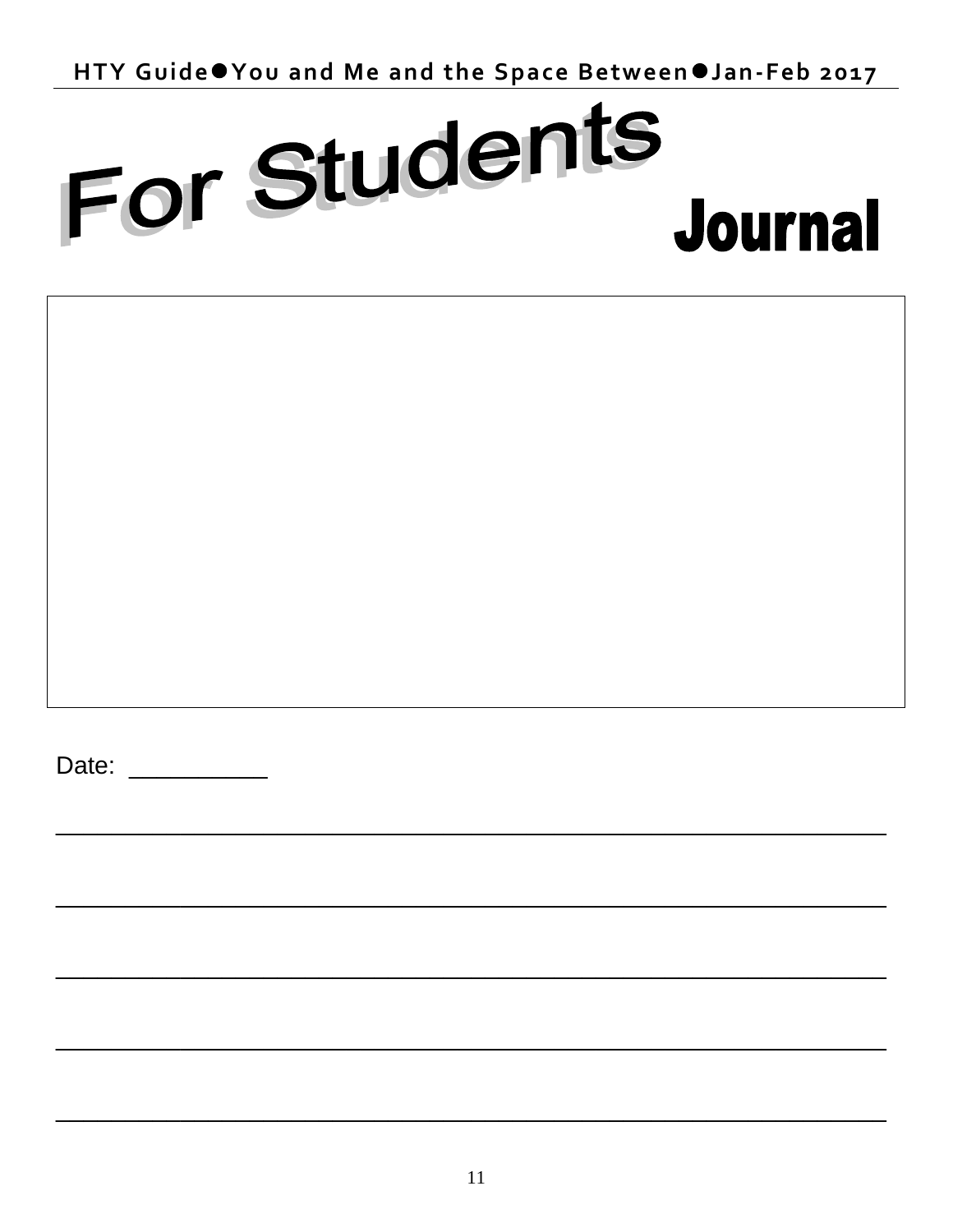# For Students

## Journal

Date: __________

______________________________________________________________

______________________________________________________________

______________________________________________________________

______________________________________________________________

______________________________________________________________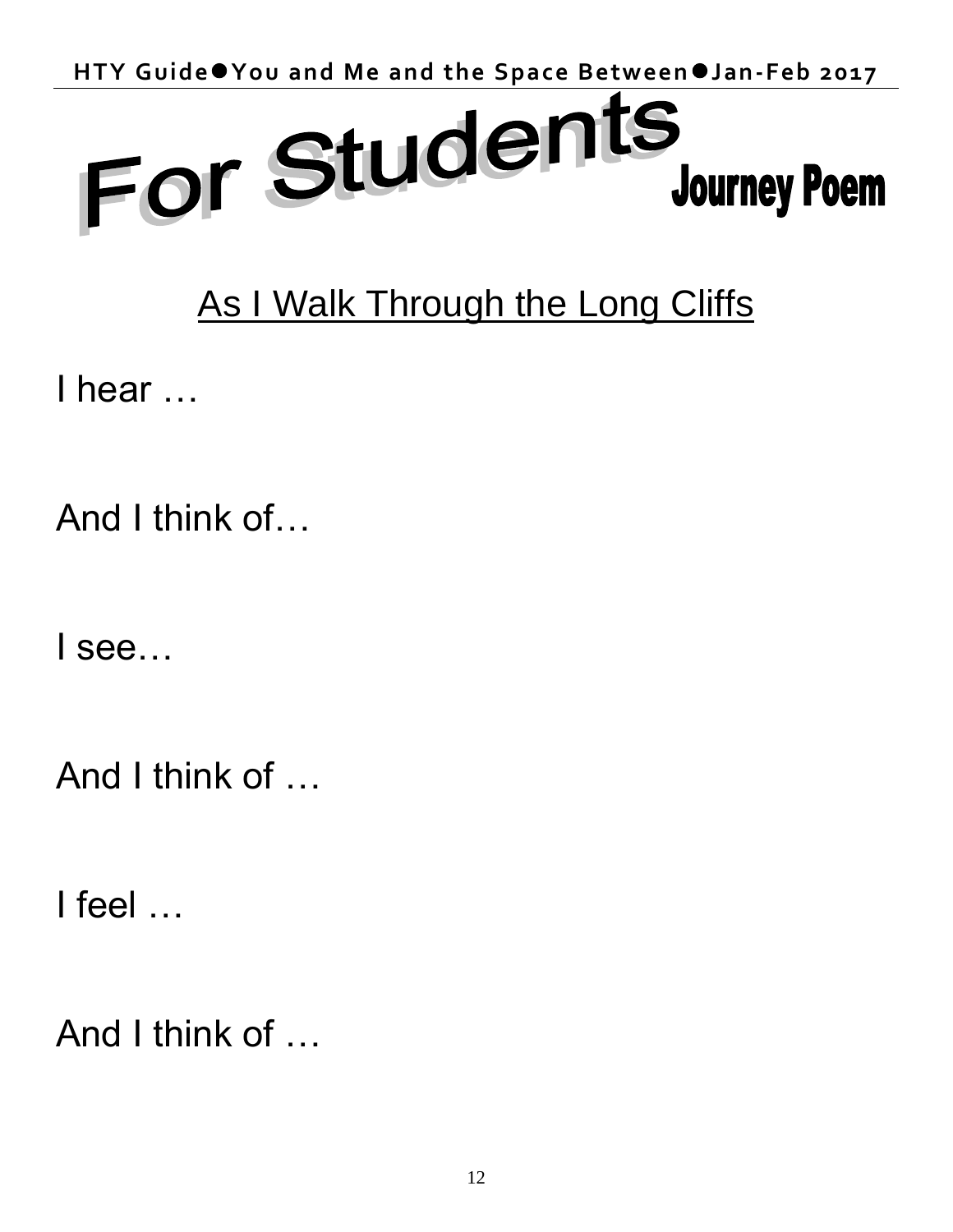# For Students

## Journey Poem

<u>As I Walk Through the Long Cliffs</u>

I hear …

And I think of…

I see…

And I think of …

I feel …

And I think of …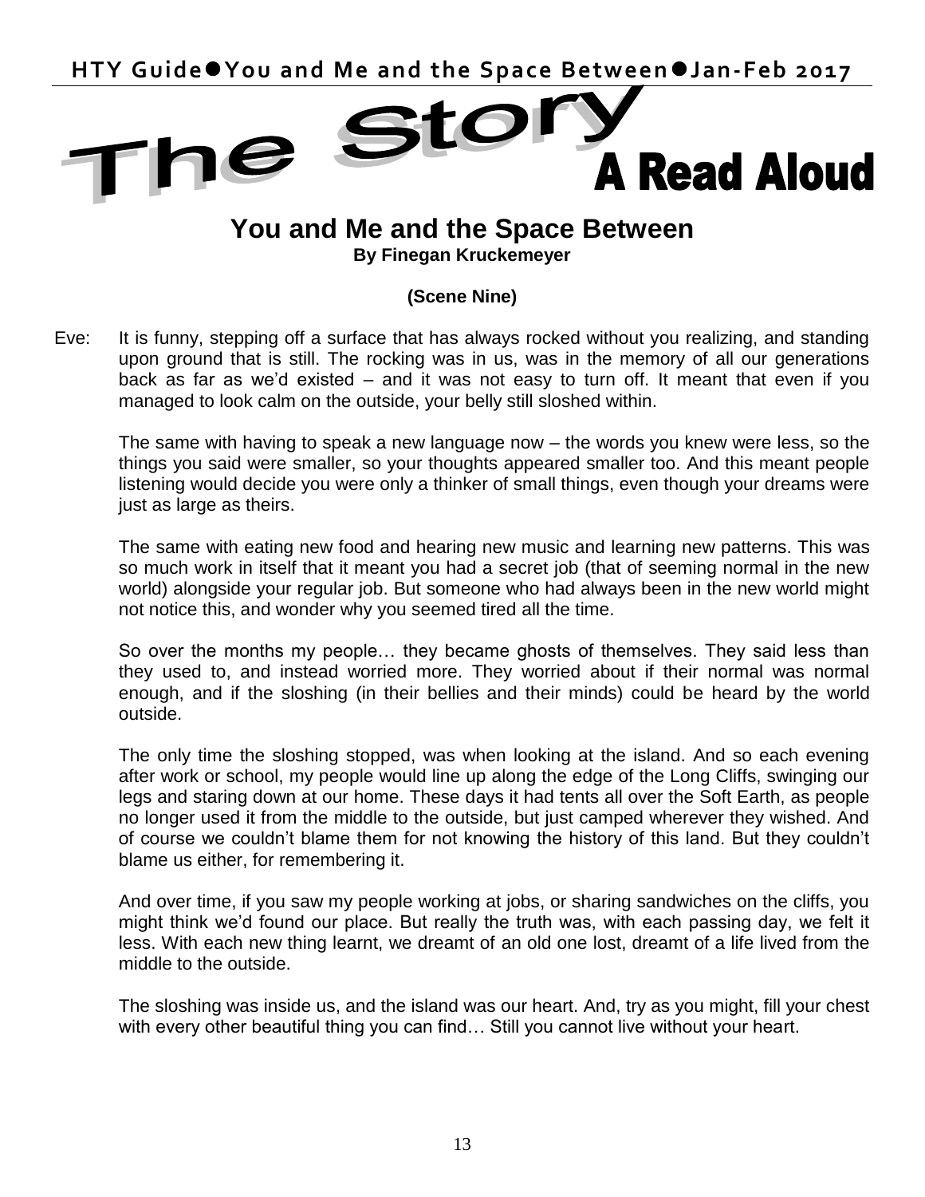# The Story A Read Aloud

## You and Me and the Space Between

**By Finegan Kruckemeyer**

**(Scene Nine)**

Eve: It is funny, stepping off a surface that has always rocked without you realizing, and standing upon ground that is still. The rocking was in us, was in the memory of all our generations back as far as we'd existed – and it was not easy to turn off. It meant that even if you managed to look calm on the outside, your belly still sloshed within.

The same with having to speak a new language now – the words you knew were less, so the things you said were smaller, so your thoughts appeared smaller too. And this meant people listening would decide you were only a thinker of small things, even though your dreams were just as large as theirs.

The same with eating new food and hearing new music and learning new patterns. This was so much work in itself that it meant you had a secret job (that of seeming normal in the new world) alongside your regular job. But someone who had always been in the new world might not notice this, and wonder why you seemed tired all the time.

So over the months my people… they became ghosts of themselves. They said less than they used to, and instead worried more. They worried about if their normal was normal enough, and if the sloshing (in their bellies and their minds) could be heard by the world outside.

The only time the sloshing stopped, was when looking at the island. And so each evening after work or school, my people would line up along the edge of the Long Cliffs, swinging our legs and staring down at our home. These days it had tents all over the Soft Earth, as people no longer used it from the middle to the outside, but just camped wherever they wished. And of course we couldn't blame them for not knowing the history of this land. But they couldn't blame us either, for remembering it.

And over time, if you saw my people working at jobs, or sharing sandwiches on the cliffs, you might think we'd found our place. But really the truth was, with each passing day, we felt it less. With each new thing learnt, we dreamt of an old one lost, dreamt of a life lived from the middle to the outside.

The sloshing was inside us, and the island was our heart. And, try as you might, fill your chest with every other beautiful thing you can find… Still you cannot live without your heart.